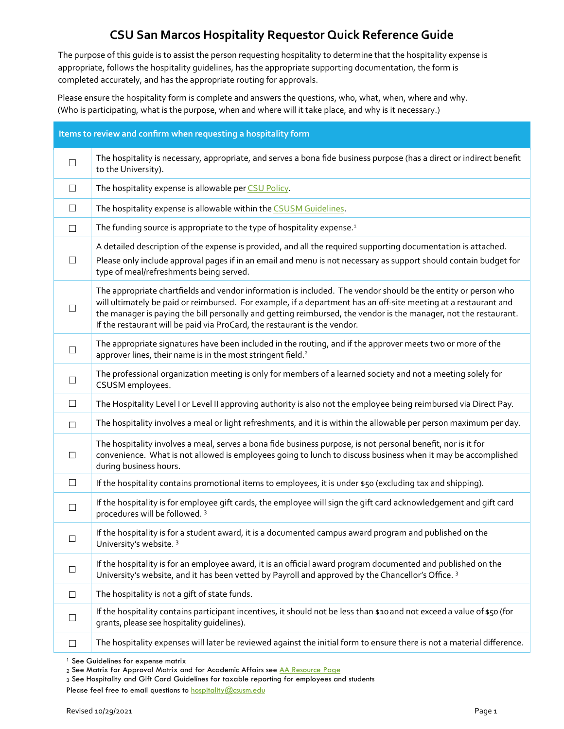# CSU San Marcos Hospitality Requestor Quick Reference Guide

The purpose of this guide is to assist the person requesting hospitality to determine that the hospitality expense is appropriate, follows the hospitality guidelines, has the appropriate supporting documentation, the form is completed accurately, and has the appropriate routing for approvals.

Please ensure the hospitality form is complete and answers the questions, who, what, when, where and why. (Who is participating, what is the purpose, when and where will it take place, and why is it necessary.)

| Items to review and confirm when requesting a hospitality form | |
|---|---|
| ☐ | The hospitality is necessary, appropriate, and serves a bona fide business purpose (has a direct or indirect benefit to the University). |
| ☐ | The hospitality expense is allowable per CSU Policy. |
| ☐ | The hospitality expense is allowable within the CSUSM Guidelines. |
| ☐ | The funding source is appropriate to the type of hospitality expense.[1] |
| ☐ | A detailed description of the expense is provided, and all the required supporting documentation is attached. Please only include approval pages if in an email and menu is not necessary as support should contain budget for type of meal/refreshments being served. |
| ☐ | The appropriate chartfields and vendor information is included. The vendor should be the entity or person who will ultimately be paid or reimbursed. For example, if a department has an off-site meeting at a restaurant and the manager is paying the bill personally and getting reimbursed, the vendor is the manager, not the restaurant. If the restaurant will be paid via ProCard, the restaurant is the vendor. |
| ☐ | The appropriate signatures have been included in the routing, and if the approver meets two or more of the approver lines, their name is in the most stringent field.[2] |
| ☐ | The professional organization meeting is only for members of a learned society and not a meeting solely for CSUSM employees. |
| ☐ | The Hospitality Level I or Level II approving authority is also not the employee being reimbursed via Direct Pay. |
| ☐ | The hospitality involves a meal or light refreshments, and it is within the allowable per person maximum per day. |
| ☐ | The hospitality involves a meal, serves a bona fide business purpose, is not personal benefit, nor is it for convenience. What is not allowed is employees going to lunch to discuss business when it may be accomplished during business hours. |
| ☐ | If the hospitality contains promotional items to employees, it is under $50 (excluding tax and shipping). |
| ☐ | If the hospitality is for employee gift cards, the employee will sign the gift card acknowledgement and gift card procedures will be followed.[3] |
| ☐ | If the hospitality is for a student award, it is a documented campus award program and published on the University's website.[3] |
| ☐ | If the hospitality is for an employee award, it is an official award program documented and published on the University's website, and it has been vetted by Payroll and approved by the Chancellor's Office.[3] |
| ☐ | The hospitality is not a gift of state funds. |
| ☐ | If the hospitality contains participant incentives, it should not be less than $10 and not exceed a value of $50 (for grants, please see hospitality guidelines). |
| ☐ | The hospitality expenses will later be reviewed against the initial form to ensure there is not a material difference. |

[1] See Guidelines for expense matrix
[2] See Matrix for Approval Matrix and for Academic Affairs see AA Resource Page
[3] See Hospitality and Gift Card Guidelines for taxable reporting for employees and students

Please feel free to email questions to hospitality@csusm.edu

Revised 10/29/2021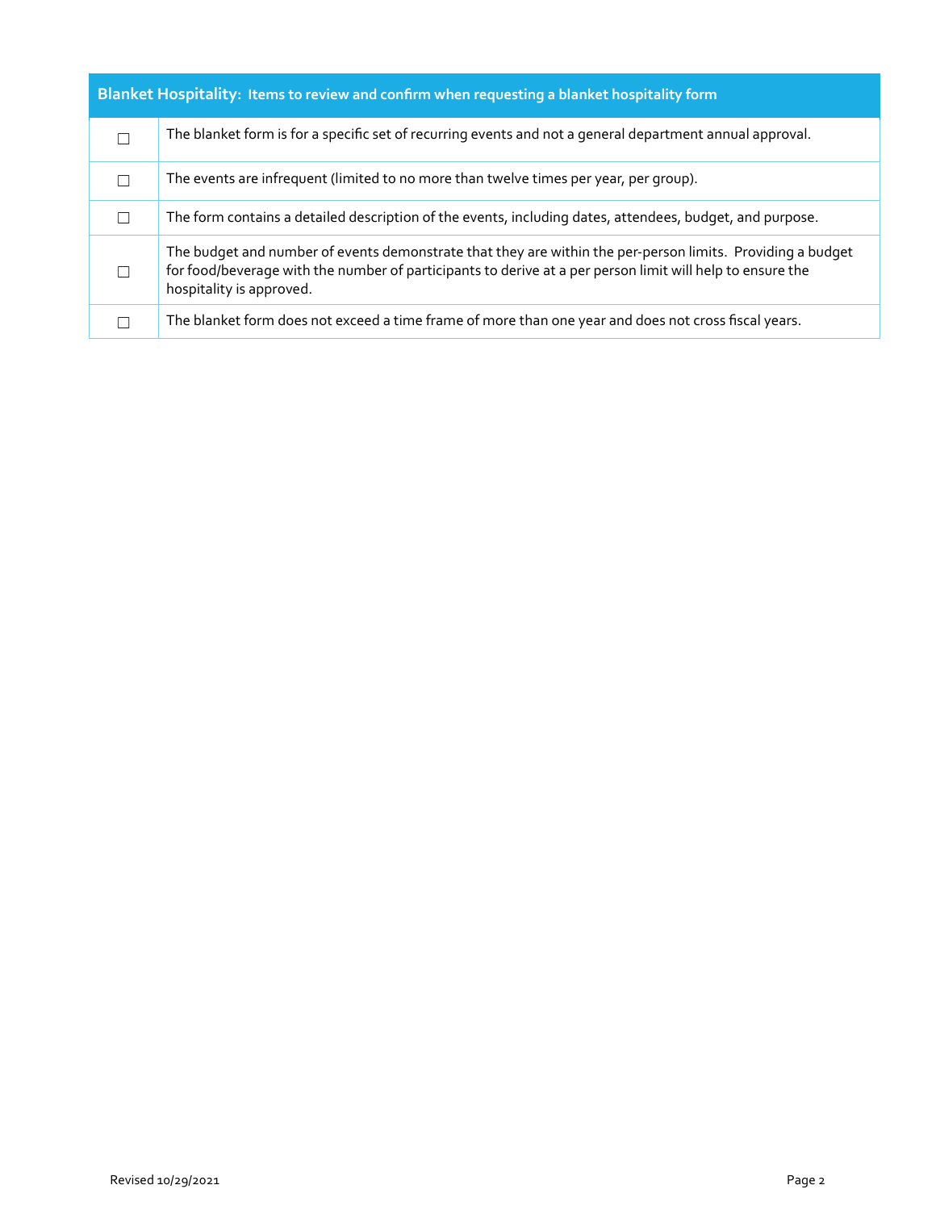| Blanket Hospitality: Items to review and confirm when requesting a blanket hospitality form | |
|---|---|
| ☐ | The blanket form is for a specific set of recurring events and not a general department annual approval. |
| ☐ | The events are infrequent (limited to no more than twelve times per year, per group). |
| ☐ | The form contains a detailed description of the events, including dates, attendees, budget, and purpose. |
| ☐ | The budget and number of events demonstrate that they are within the per-person limits. Providing a budget for food/beverage with the number of participants to derive at a per person limit will help to ensure the hospitality is approved. |
| ☐ | The blanket form does not exceed a time frame of more than one year and does not cross fiscal years. |

Revised 10/29/2021